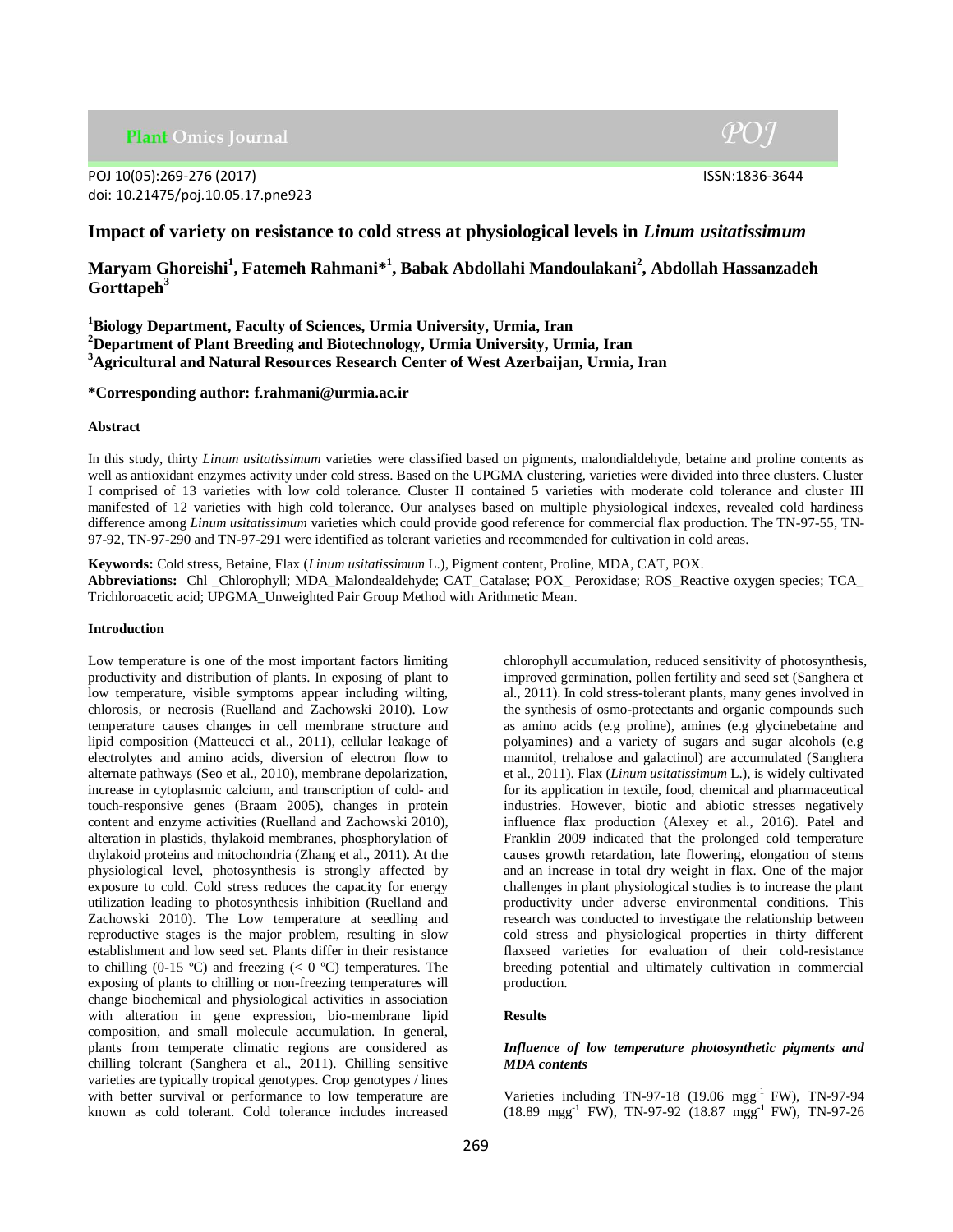# Impact of variety on resistance to cold stress at physiological levels in *Linum usitatissimum*

**Maryam Ghoreishi[1], Fatemeh Rahmani*[1], Babak Abdollahi Mandoulakani[2], Abdollah Hassanzadeh Gorttapeh[3]**

[1]**Biology Department, Faculty of Sciences, Urmia University, Urmia, Iran**
[2]**Department of Plant Breeding and Biotechnology, Urmia University, Urmia, Iran**
[3]**Agricultural and Natural Resources Research Center of West Azerbaijan, Urmia, Iran**

**\*Corresponding author: f.rahmani@urmia.ac.ir**

#### Abstract

In this study, thirty *Linum usitatissimum* varieties were classified based on pigments, malondialdehyde, betaine and proline contents as well as antioxidant enzymes activity under cold stress. Based on the UPGMA clustering, varieties were divided into three clusters. Cluster I comprised of 13 varieties with low cold tolerance. Cluster II contained 5 varieties with moderate cold tolerance and cluster III manifested of 12 varieties with high cold tolerance. Our analyses based on multiple physiological indexes, revealed cold hardiness difference among *Linum usitatissimum* varieties which could provide good reference for commercial flax production. The TN-97-55, TN-97-92, TN-97-290 and TN-97-291 were identified as tolerant varieties and recommended for cultivation in cold areas.

**Keywords:** Cold stress, Betaine, Flax (*Linum usitatissimum* L.), Pigment content, Proline, MDA, CAT, POX.
**Abbreviations:** Chl _Chlorophyll; MDA_Malondealdehyde; CAT_Catalase; POX_ Peroxidase; ROS_Reactive oxygen species; TCA_ Trichloroacetic acid; UPGMA_Unweighted Pair Group Method with Arithmetic Mean.

#### Introduction

Low temperature is one of the most important factors limiting productivity and distribution of plants. In exposing of plant to low temperature, visible symptoms appear including wilting, chlorosis, or necrosis (Ruelland and Zachowski 2010). Low temperature causes changes in cell membrane structure and lipid composition (Matteucci et al., 2011), cellular leakage of electrolytes and amino acids, diversion of electron flow to alternate pathways (Seo et al., 2010), membrane depolarization, increase in cytoplasmic calcium, and transcription of cold- and touch-responsive genes (Braam 2005), changes in protein content and enzyme activities (Ruelland and Zachowski 2010), alteration in plastids, thylakoid membranes, phosphorylation of thylakoid proteins and mitochondria (Zhang et al., 2011). At the physiological level, photosynthesis is strongly affected by exposure to cold. Cold stress reduces the capacity for energy utilization leading to photosynthesis inhibition (Ruelland and Zachowski 2010). The Low temperature at seedling and reproductive stages is the major problem, resulting in slow establishment and low seed set. Plants differ in their resistance to chilling (0-15 ºC) and freezing (< 0 ºC) temperatures. The exposing of plants to chilling or non-freezing temperatures will change biochemical and physiological activities in association with alteration in gene expression, bio-membrane lipid composition, and small molecule accumulation. In general, plants from temperate climatic regions are considered as chilling tolerant (Sanghera et al., 2011). Chilling sensitive varieties are typically tropical genotypes. Crop genotypes / lines with better survival or performance to low temperature are known as cold tolerant. Cold tolerance includes increased chlorophyll accumulation, reduced sensitivity of photosynthesis, improved germination, pollen fertility and seed set (Sanghera et al., 2011). In cold stress-tolerant plants, many genes involved in the synthesis of osmo-protectants and organic compounds such as amino acids (e.g proline), amines (e.g glycinebetaine and polyamines) and a variety of sugars and sugar alcohols (e.g mannitol, trehalose and galactinol) are accumulated (Sanghera et al., 2011). Flax (*Linum usitatissimum* L.), is widely cultivated for its application in textile, food, chemical and pharmaceutical industries. However, biotic and abiotic stresses negatively influence flax production (Alexey et al., 2016). Patel and Franklin 2009 indicated that the prolonged cold temperature causes growth retardation, late flowering, elongation of stems and an increase in total dry weight in flax. One of the major challenges in plant physiological studies is to increase the plant productivity under adverse environmental conditions. This research was conducted to investigate the relationship between cold stress and physiological properties in thirty different flaxseed varieties for evaluation of their cold-resistance breeding potential and ultimately cultivation in commercial production.

#### Results

##### *Influence of low temperature photosynthetic pigments and MDA contents*

Varieties including TN-97-18 (19.06 $mgg^{-1}$ FW), TN-97-94 (18.89 $mgg^{-1}$ FW), TN-97-92 (18.87 $mgg^{-1}$ FW), TN-97-26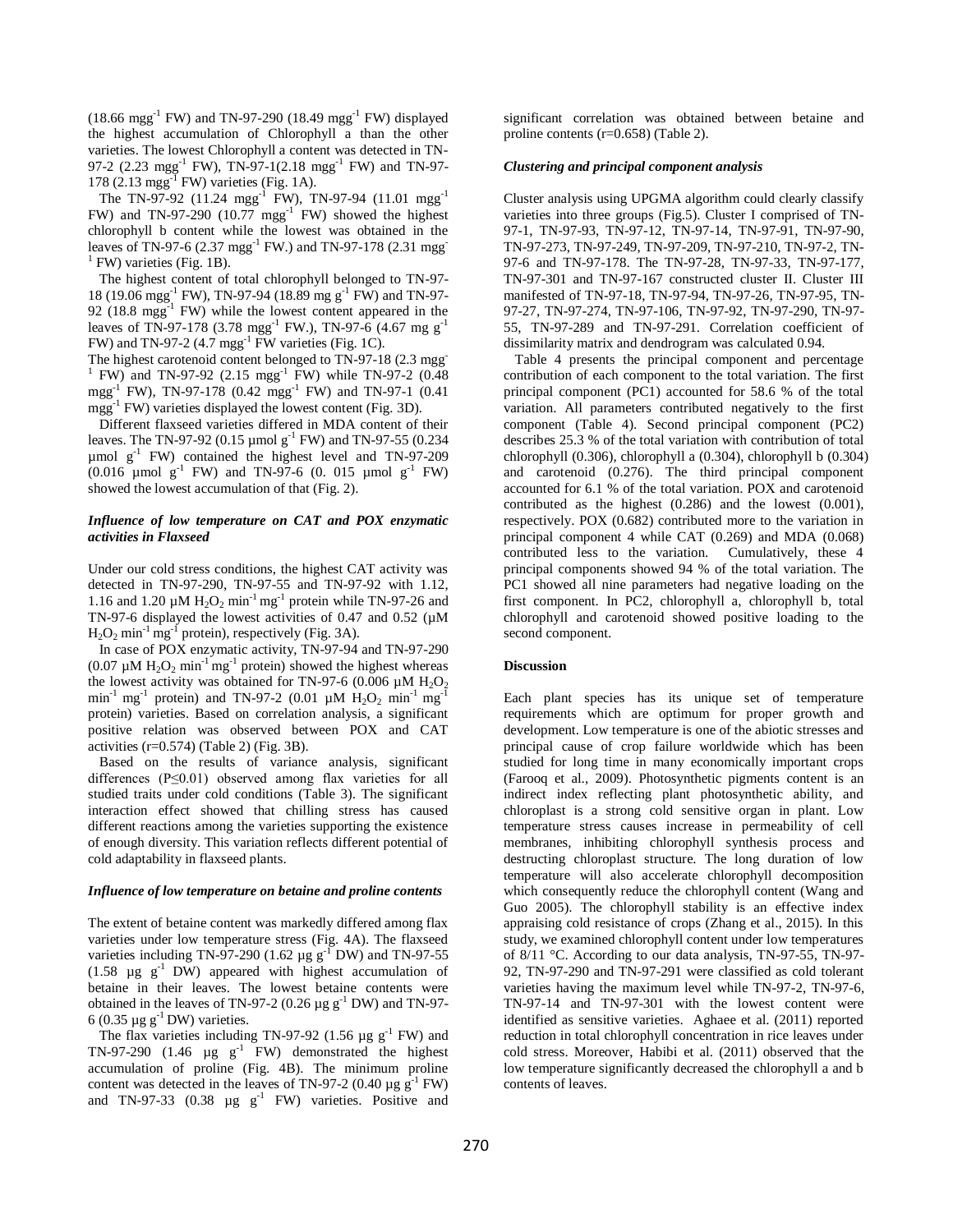(18.66 $mgg^{-1}$ FW) and TN-97-290 (18.49 $mgg^{-1}$ FW) displayed the highest accumulation of Chlorophyll a than the other varieties. The lowest Chlorophyll a content was detected in TN-97-2 (2.23 $mgg^{-1}$ FW), TN-97-1(2.18 $mgg^{-1}$ FW) and TN-97-178 (2.13 $mgg^{-1}$ FW) varieties (Fig. 1A).

The TN-97-92 (11.24 $mgg^{-1}$ FW), TN-97-94 (11.01 $mgg^{-1}$ FW) and TN-97-290 (10.77 $mgg^{-1}$ FW) showed the highest chlorophyll b content while the lowest was obtained in the leaves of TN-97-6 (2.37 $mgg^{-1}$ FW.) and TN-97-178 (2.31 $mgg^{-1}$ FW) varieties (Fig. 1B).

The highest content of total chlorophyll belonged to TN-97-18 (19.06 $mgg^{-1}$ FW), TN-97-94 (18.89 mg $g^{-1}$ FW) and TN-97-92 (18.8 $mgg^{-1}$ FW) while the lowest content appeared in the leaves of TN-97-178 (3.78 $mgg^{-1}$ FW.), TN-97-6 (4.67 mg $g^{-1}$ FW) and TN-97-2 (4.7 $mgg^{-1}$ FW varieties (Fig. 1C).

The highest carotenoid content belonged to TN-97-18 (2.3 $mgg^{-1}$ FW) and TN-97-92 (2.15 $mgg^{-1}$ FW) while TN-97-2 (0.48 $mgg^{-1}$ FW), TN-97-178 (0.42 $mgg^{-1}$ FW) and TN-97-1 (0.41 $mgg^{-1}$ FW) varieties displayed the lowest content (Fig. 3D).

Different flaxseed varieties differed in MDA content of their leaves. The TN-97-92 (0.15 µmol $g^{-1}$ FW) and TN-97-55 (0.234 µmol $g^{-1}$ FW) contained the highest level and TN-97-209 (0.016 µmol $g^{-1}$ FW) and TN-97-6 (0. 015 µmol $g^{-1}$ FW) showed the lowest accumulation of that (Fig. 2).

### *Influence of low temperature on CAT and POX enzymatic activities in Flaxseed*

Under our cold stress conditions, the highest CAT activity was detected in TN-97-290, TN-97-55 and TN-97-92 with 1.12, 1.16 and 1.20 µM $H_2O_2$ $min^{-1}$ $mg^{-1}$ protein while TN-97-26 and TN-97-6 displayed the lowest activities of 0.47 and 0.52 (µM $H_2O_2$ $min^{-1}$ $mg^{-1}$ protein), respectively (Fig. 3A).

In case of POX enzymatic activity, TN-97-94 and TN-97-290 (0.07 µM $H_2O_2$ $min^{-1}$ $mg^{-1}$ protein) showed the highest whereas the lowest activity was obtained for TN-97-6 (0.006 µM $H_2O_2$ $min^{-1}$ $mg^{-1}$ protein) and TN-97-2 (0.01 µM $H_2O_2$ $min^{-1}$ $mg^{-1}$ protein) varieties. Based on correlation analysis, a significant positive relation was observed between POX and CAT activities (r=0.574) (Table 2) (Fig. 3B).

Based on the results of variance analysis, significant differences ($P \leq 0.01$) observed among flax varieties for all studied traits under cold conditions (Table 3). The significant interaction effect showed that chilling stress has caused different reactions among the varieties supporting the existence of enough diversity. This variation reflects different potential of cold adaptability in flaxseed plants.

### *Influence of low temperature on betaine and proline contents*

The extent of betaine content was markedly differed among flax varieties under low temperature stress (Fig. 4A). The flaxseed varieties including TN-97-290 (1.62 µg $g^{-1}$ DW) and TN-97-55 (1.58 µg $g^{-1}$ DW) appeared with highest accumulation of betaine in their leaves. The lowest betaine contents were obtained in the leaves of TN-97-2 (0.26 µg $g^{-1}$ DW) and TN-97-6 (0.35 µg $g^{-1}$ DW) varieties.

The flax varieties including TN-97-92 (1.56 µg $g^{-1}$ FW) and TN-97-290 (1.46 µg $g^{-1}$ FW) demonstrated the highest accumulation of proline (Fig. 4B). The minimum proline content was detected in the leaves of TN-97-2 (0.40 µg $g^{-1}$ FW) and TN-97-33 (0.38 µg $g^{-1}$ FW) varieties. Positive and significant correlation was obtained between betaine and proline contents (r=0.658) (Table 2).

### *Clustering and principal component analysis*

Cluster analysis using UPGMA algorithm could clearly classify varieties into three groups (Fig.5). Cluster I comprised of TN-97-1, TN-97-93, TN-97-12, TN-97-14, TN-97-91, TN-97-90, TN-97-273, TN-97-249, TN-97-209, TN-97-210, TN-97-2, TN-97-6 and TN-97-178. The TN-97-28, TN-97-33, TN-97-177, TN-97-301 and TN-97-167 constructed cluster II. Cluster III manifested of TN-97-18, TN-97-94, TN-97-26, TN-97-95, TN-97-27, TN-97-274, TN-97-106, TN-97-92, TN-97-290, TN-97-55, TN-97-289 and TN-97-291. Correlation coefficient of dissimilarity matrix and dendrogram was calculated 0.94.

Table 4 presents the principal component and percentage contribution of each component to the total variation. The first principal component (PC1) accounted for 58.6 % of the total variation. All parameters contributed negatively to the first component (Table 4). Second principal component (PC2) describes 25.3 % of the total variation with contribution of total chlorophyll (0.306), chlorophyll a (0.304), chlorophyll b (0.304) and carotenoid (0.276). The third principal component accounted for 6.1 % of the total variation. POX and carotenoid contributed as the highest (0.286) and the lowest (0.001), respectively. POX (0.682) contributed more to the variation in principal component 4 while CAT (0.269) and MDA (0.068) contributed less to the variation. Cumulatively, these 4 principal components showed 94 % of the total variation. The PC1 showed all nine parameters had negative loading on the first component. In PC2, chlorophyll a, chlorophyll b, total chlorophyll and carotenoid showed positive loading to the second component.

## Discussion

Each plant species has its unique set of temperature requirements which are optimum for proper growth and development. Low temperature is one of the abiotic stresses and principal cause of crop failure worldwide which has been studied for long time in many economically important crops (Farooq et al., 2009). Photosynthetic pigments content is an indirect index reflecting plant photosynthetic ability, and chloroplast is a strong cold sensitive organ in plant. Low temperature stress causes increase in permeability of cell membranes, inhibiting chlorophyll synthesis process and destructing chloroplast structure. The long duration of low temperature will also accelerate chlorophyll decomposition which consequently reduce the chlorophyll content (Wang and Guo 2005). The chlorophyll stability is an effective index appraising cold resistance of crops (Zhang et al., 2015). In this study, we examined chlorophyll content under low temperatures of 8/11 °C. According to our data analysis, TN-97-55, TN-97-92, TN-97-290 and TN-97-291 were classified as cold tolerant varieties having the maximum level while TN-97-2, TN-97-6, TN-97-14 and TN-97-301 with the lowest content were identified as sensitive varieties. Aghaee et al. (2011) reported reduction in total chlorophyll concentration in rice leaves under cold stress. Moreover, Habibi et al. (2011) observed that the low temperature significantly decreased the chlorophyll a and b contents of leaves.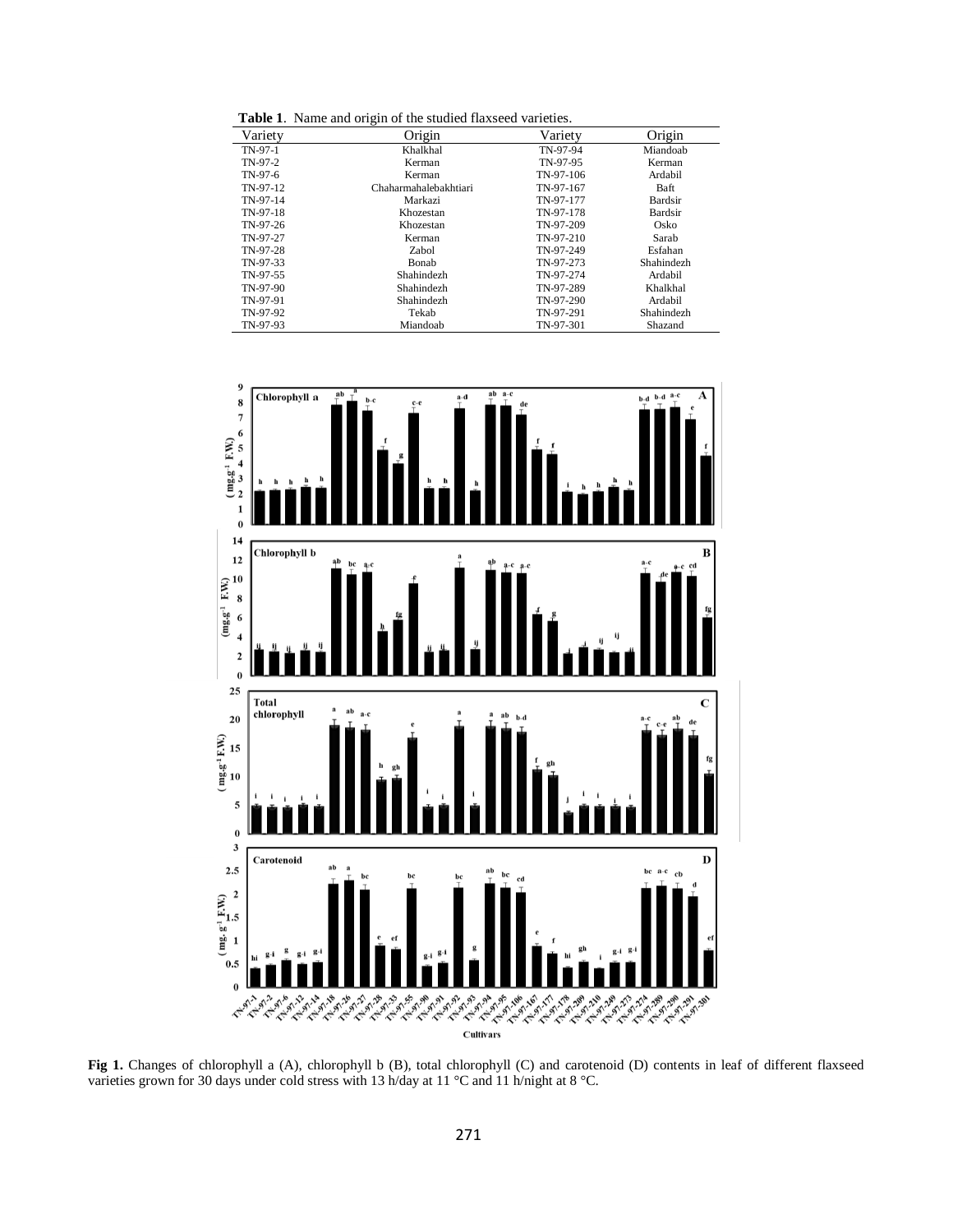**Table 1**. Name and origin of the studied flaxseed varieties.

| Variety | Origin | Variety | Origin |
|---|---|---|---|
| TN-97-1 | Khalkhal | TN-97-94 | Miandoab |
| TN-97-2 | Kerman | TN-97-95 | Kerman |
| TN-97-6 | Kerman | TN-97-106 | Ardabil |
| TN-97-12 | Chaharmahalebakhtiari | TN-97-167 | Baft |
| TN-97-14 | Markazi | TN-97-177 | Bardsir |
| TN-97-18 | Khozestan | TN-97-178 | Bardsir |
| TN-97-26 | Khozestan | TN-97-209 | Osko |
| TN-97-27 | Kerman | TN-97-210 | Sarab |
| TN-97-28 | Zabol | TN-97-249 | Esfahan |
| TN-97-33 | Bonab | TN-97-273 | Shahindezh |
| TN-97-55 | Shahindezh | TN-97-274 | Ardabil |
| TN-97-90 | Shahindezh | TN-97-289 | Khalkhal |
| TN-97-91 | Shahindezh | TN-97-290 | Ardabil |
| TN-97-92 | Tekab | TN-97-291 | Shahindezh |
| TN-97-93 | Miandoab | TN-97-301 | Shazand |

**Fig 1.** Changes of chlorophyll a (A), chlorophyll b (B), total chlorophyll (C) and carotenoid (D) contents in leaf of different flaxseed varieties grown for 30 days under cold stress with 13 h/day at 11 °C and 11 h/night at 8 °C.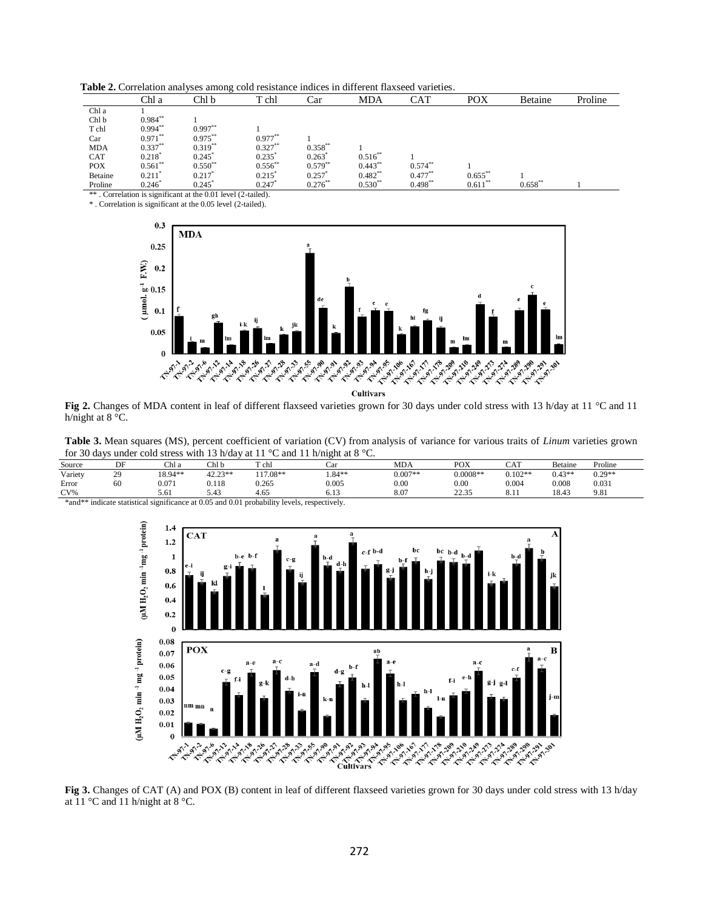**Table 2.** Correlation analyses among cold resistance indices in different flaxseed varieties.

| | Chl a | Chl b | T chl | Car | MDA | CAT | POX | Betaine | Proline |
|---|---|---|---|---|---|---|---|---|---|
| Chl a | 1 | | | | | | | | |
| Chl b | 0.984** | 1 | | | | | | | |
| T chl | 0.994** | 0.997** | 1 | | | | | | |
| Car | 0.971** | 0.975** | 0.977** | 1 | | | | | |
| MDA | 0.337** | 0.319** | 0.327** | 0.358** | 1 | | | | |
| CAT | 0.218* | 0.245* | 0.235* | 0.263* | 0.516** | 1 | | | |
| POX | 0.561** | 0.550** | 0.556** | 0.579** | 0.443** | 0.574** | 1 | | |
| Betaine | 0.211* | 0.217* | 0.215* | 0.257* | 0.482** | 0.477** | 0.655** | 1 | |
| Proline | 0.246* | 0.245* | 0.247* | 0.276** | 0.530** | 0.498** | 0.611** | 0.658** | 1 |

** . Correlation is significant at the 0.01 level (2-tailed).

* . Correlation is significant at the 0.05 level (2-tailed).

**Fig 2.** Changes of MDA content in leaf of different flaxseed varieties grown for 30 days under cold stress with 13 h/day at 11 °C and 11 h/night at 8 °C.

**Table 3.** Mean squares (MS), percent coefficient of variation (CV) from analysis of variance for various traits of *Linum* varieties grown for 30 days under cold stress with 13 h/day at 11 °C and 11 h/night at 8 °C.

| Source | DF | Chl a | Chl b | T chl | Car | MDA | POX | CAT | Betaine | Proline |
|---|---|---|---|---|---|---|---|---|---|---|
| Variety | 29 | 18.94** | 42.23** | 117.08** | 1.84** | 0.007** | 0.0008** | 0.102** | 0.43** | 0.29** |
| Error | 60 | 0.071 | 0.118 | 0.265 | 0.005 | 0.00 | 0.00 | 0.004 | 0.008 | 0.031 |
| CV% | | 5.61 | 5.43 | 4.65 | 6.13 | 8.07 | 22.35 | 8.11 | 18.43 | 9.81 |

*and** indicate statistical significance at 0.05 and 0.01 probability levels, respectively.

**Fig 3.** Changes of CAT (A) and POX (B) content in leaf of different flaxseed varieties grown for 30 days under cold stress with 13 h/day at 11 °C and 11 h/night at 8 °C.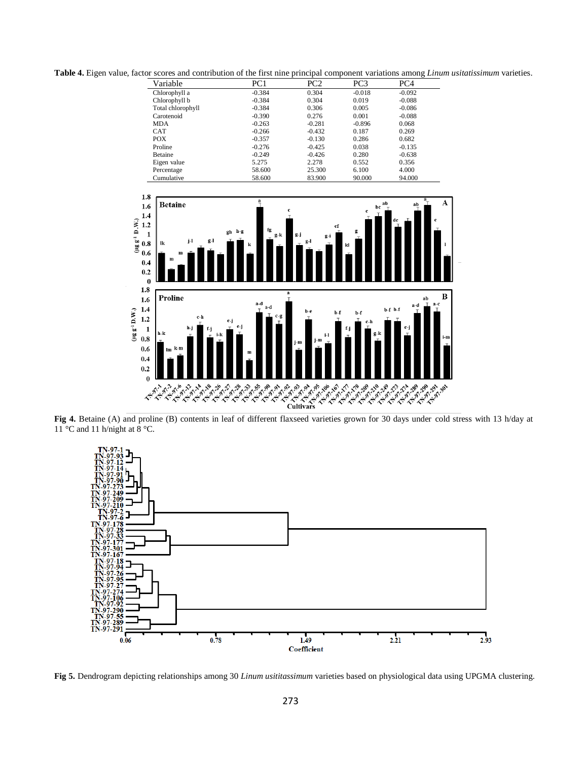**Table 4.** Eigen value, factor scores and contribution of the first nine principal component variations among *Linum usitatissimum* varieties.

| Variable | PC1 | PC2 | PC3 | PC4 |
|---|---|---|---|---|
| Chlorophyll a | -0.384 | 0.304 | -0.018 | -0.092 |
| Chlorophyll b | -0.384 | 0.304 | 0.019 | -0.088 |
| Total chlorophyll | -0.384 | 0.306 | 0.005 | -0.086 |
| Carotenoid | -0.390 | 0.276 | 0.001 | -0.088 |
| MDA | -0.263 | -0.281 | -0.896 | 0.068 |
| CAT | -0.266 | -0.432 | 0.187 | 0.269 |
| POX | -0.357 | -0.130 | 0.286 | 0.682 |
| Proline | -0.276 | -0.425 | 0.038 | -0.135 |
| Betaine | -0.249 | -0.426 | 0.280 | -0.638 |
| Eigen value | 5.275 | 2.278 | 0.552 | 0.356 |
| Percentage | 58.600 | 25.300 | 6.100 | 4.000 |
| Cumulative | 58.600 | 83.900 | 90.000 | 94.000 |

**Fig 4.** Betaine (A) and proline (B) contents in leaf of different flaxseed varieties grown for 30 days under cold stress with 13 h/day at 11 °C and 11 h/night at 8 °C.

**Fig 5.** Dendrogram depicting relationships among 30 *Linum usititassimum* varieties based on physiological data using UPGMA clustering.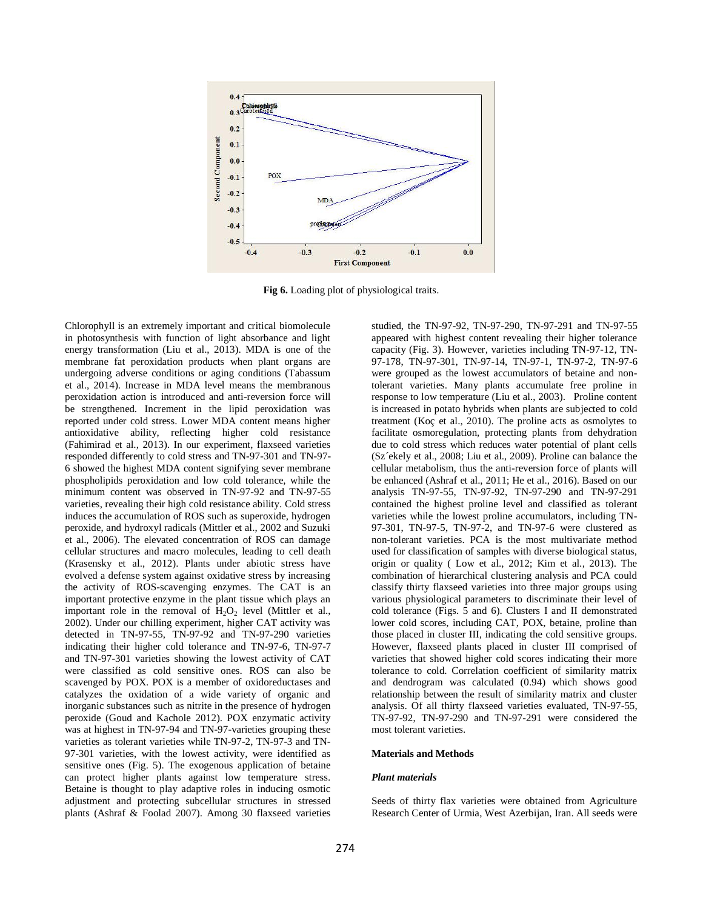**Fig 6.** Loading plot of physiological traits.

Chlorophyll is an extremely important and critical biomolecule in photosynthesis with function of light absorbance and light energy transformation (Liu et al., 2013). MDA is one of the membrane fat peroxidation products when plant organs are undergoing adverse conditions or aging conditions (Tabassum et al., 2014). Increase in MDA level means the membranous peroxidation action is introduced and anti-reversion force will be strengthened. Increment in the lipid peroxidation was reported under cold stress. Lower MDA content means higher antioxidative ability, reflecting higher cold resistance (Fahimirad et al., 2013). In our experiment, flaxseed varieties responded differently to cold stress and TN-97-301 and TN-97-6 showed the highest MDA content signifying sever membrane phospholipids peroxidation and low cold tolerance, while the minimum content was observed in TN-97-92 and TN-97-55 varieties, revealing their high cold resistance ability. Cold stress induces the accumulation of ROS such as superoxide, hydrogen peroxide, and hydroxyl radicals (Mittler et al., 2002 and Suzuki et al., 2006). The elevated concentration of ROS can damage cellular structures and macro molecules, leading to cell death (Krasensky et al., 2012). Plants under abiotic stress have evolved a defense system against oxidative stress by increasing the activity of ROS-scavenging enzymes. The CAT is an important protective enzyme in the plant tissue which plays an important role in the removal of $H_2O_2$ level (Mittler et al., 2002). Under our chilling experiment, higher CAT activity was detected in TN-97-55, TN-97-92 and TN-97-290 varieties indicating their higher cold tolerance and TN-97-6, TN-97-7 and TN-97-301 varieties showing the lowest activity of CAT were classified as cold sensitive ones. ROS can also be scavenged by POX. POX is a member of oxidoreductases and catalyzes the oxidation of a wide variety of organic and inorganic substances such as nitrite in the presence of hydrogen peroxide (Goud and Kachole 2012). POX enzymatic activity was at highest in TN-97-94 and TN-97-varieties grouping these varieties as tolerant varieties while TN-97-2, TN-97-3 and TN-97-301 varieties, with the lowest activity, were identified as sensitive ones (Fig. 5). The exogenous application of betaine can protect higher plants against low temperature stress. Betaine is thought to play adaptive roles in inducing osmotic adjustment and protecting subcellular structures in stressed plants (Ashraf & Foolad 2007). Among 30 flaxseed varieties studied, the TN-97-92, TN-97-290, TN-97-291 and TN-97-55 appeared with highest content revealing their higher tolerance capacity (Fig. 3). However, varieties including TN-97-12, TN-97-178, TN-97-301, TN-97-14, TN-97-1, TN-97-2, TN-97-6 were grouped as the lowest accumulators of betaine and non-tolerant varieties. Many plants accumulate free proline in response to low temperature (Liu et al., 2003). Proline content is increased in potato hybrids when plants are subjected to cold treatment (Koç et al., 2010). The proline acts as osmolytes to facilitate osmoregulation, protecting plants from dehydration due to cold stress which reduces water potential of plant cells (Sz´ekely et al., 2008; Liu et al., 2009). Proline can balance the cellular metabolism, thus the anti-reversion force of plants will be enhanced (Ashraf et al., 2011; He et al., 2016). Based on our analysis TN-97-55, TN-97-92, TN-97-290 and TN-97-291 contained the highest proline level and classified as tolerant varieties while the lowest proline accumulators, including TN-97-301, TN-97-5, TN-97-2, and TN-97-6 were clustered as non-tolerant varieties. PCA is the most multivariate method used for classification of samples with diverse biological status, origin or quality ( Low et al., 2012; Kim et al., 2013). The combination of hierarchical clustering analysis and PCA could classify thirty flaxseed varieties into three major groups using various physiological parameters to discriminate their level of cold tolerance (Figs. 5 and 6). Clusters I and II demonstrated lower cold scores, including CAT, POX, betaine, proline than those placed in cluster III, indicating the cold sensitive groups. However, flaxseed plants placed in cluster III comprised of varieties that showed higher cold scores indicating their more tolerance to cold. Correlation coefficient of similarity matrix and dendrogram was calculated (0.94) which shows good relationship between the result of similarity matrix and cluster analysis. Of all thirty flaxseed varieties evaluated, TN-97-55, TN-97-92, TN-97-290 and TN-97-291 were considered the most tolerant varieties.

## Materials and Methods

### *Plant materials*

Seeds of thirty flax varieties were obtained from Agriculture Research Center of Urmia, West Azerbijan, Iran. All seeds were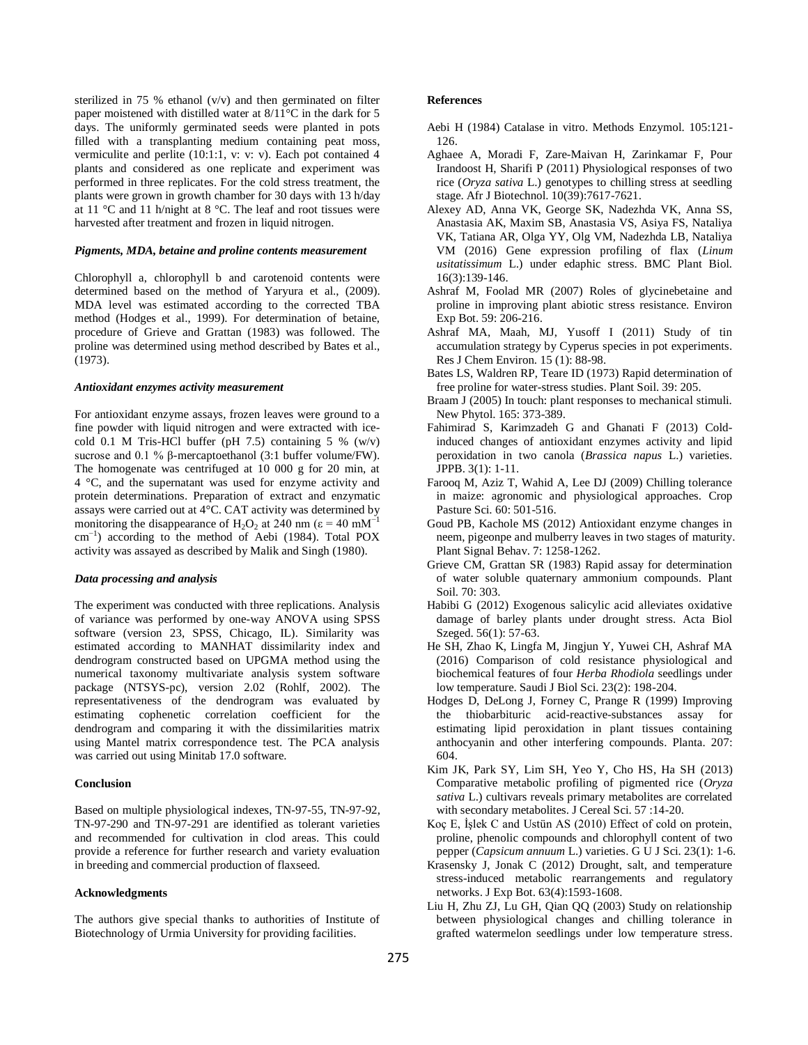sterilized in 75 % ethanol (v/v) and then germinated on filter paper moistened with distilled water at 8/11°C in the dark for 5 days. The uniformly germinated seeds were planted in pots filled with a transplanting medium containing peat moss, vermiculite and perlite (10:1:1, v: v: v). Each pot contained 4 plants and considered as one replicate and experiment was performed in three replicates. For the cold stress treatment, the plants were grown in growth chamber for 30 days with 13 h/day at 11 °C and 11 h/night at 8 °C. The leaf and root tissues were harvested after treatment and frozen in liquid nitrogen.

### *Pigments, MDA, betaine and proline contents measurement*

Chlorophyll a, chlorophyll b and carotenoid contents were determined based on the method of Yaryura et al., (2009). MDA level was estimated according to the corrected TBA method (Hodges et al., 1999). For determination of betaine, procedure of Grieve and Grattan (1983) was followed. The proline was determined using method described by Bates et al., (1973).

### *Antioxidant enzymes activity measurement*

For antioxidant enzyme assays, frozen leaves were ground to a fine powder with liquid nitrogen and were extracted with ice-cold 0.1 M Tris-HCl buffer (pH 7.5) containing 5 % (w/v) sucrose and 0.1 % β-mercaptoethanol (3:1 buffer volume/FW). The homogenate was centrifuged at 10 000 g for 20 min, at 4 °C, and the supernatant was used for enzyme activity and protein determinations. Preparation of extract and enzymatic assays were carried out at 4°C. CAT activity was determined by monitoring the disappearance of $H_2O_2$ at 240 nm ($\varepsilon = 40\ mM^{-1}\ cm^{-1}$) according to the method of Aebi (1984). Total POX activity was assayed as described by Malik and Singh (1980).

### *Data processing and analysis*

The experiment was conducted with three replications. Analysis of variance was performed by one-way ANOVA using SPSS software (version 23, SPSS, Chicago, IL). Similarity was estimated according to MANHAT dissimilarity index and dendrogram constructed based on UPGMA method using the numerical taxonomy multivariate analysis system software package (NTSYS-pc), version 2.02 (Rohlf, 2002). The representativeness of the dendrogram was evaluated by estimating cophenetic correlation coefficient for the dendrogram and comparing it with the dissimilarities matrix using Mantel matrix correspondence test. The PCA analysis was carried out using Minitab 17.0 software.

## Conclusion

Based on multiple physiological indexes, TN-97-55, TN-97-92, TN-97-290 and TN-97-291 are identified as tolerant varieties and recommended for cultivation in clod areas. This could provide a reference for further research and variety evaluation in breeding and commercial production of flaxseed.

## Acknowledgments

The authors give special thanks to authorities of Institute of Biotechnology of Urmia University for providing facilities.

## References

Aebi H (1984) Catalase in vitro. Methods Enzymol. 105:121-126.

Aghaee A, Moradi F, Zare-Maivan H, Zarinkamar F, Pour Irandoost H, Sharifi P (2011) Physiological responses of two rice (*Oryza sativa* L.) genotypes to chilling stress at seedling stage. Afr J Biotechnol. 10(39):7617-7621.

Alexey AD, Anna VK, George SK, Nadezhda VK, Anna SS, Anastasia AK, Maxim SB, Anastasia VS, Asiya FS, Nataliya VK, Tatiana AR, Olga YY, Olg VM, Nadezhda LB, Nataliya VM (2016) Gene expression profiling of flax (*Linum usitatissimum* L.) under edaphic stress. BMC Plant Biol. 16(3):139-146.

Ashraf M, Foolad MR (2007) Roles of glycinebetaine and proline in improving plant abiotic stress resistance. Environ Exp Bot. 59: 206-216.

Ashraf MA, Maah, MJ, Yusoff I (2011) Study of tin accumulation strategy by Cyperus species in pot experiments. Res J Chem Environ. 15 (1): 88-98.

Bates LS, Waldren RP, Teare ID (1973) Rapid determination of free proline for water-stress studies. Plant Soil. 39: 205.

Braam J (2005) In touch: plant responses to mechanical stimuli. New Phytol. 165: 373-389.

Fahimirad S, Karimzadeh G and Ghanati F (2013) Cold-induced changes of antioxidant enzymes activity and lipid peroxidation in two canola (*Brassica napus* L.) varieties. JPPB. 3(1): 1-11.

Farooq M, Aziz T, Wahid A, Lee DJ (2009) Chilling tolerance in maize: agronomic and physiological approaches. Crop Pasture Sci. 60: 501-516.

Goud PB, Kachole MS (2012) Antioxidant enzyme changes in neem, pigeonpe and mulberry leaves in two stages of maturity. Plant Signal Behav. 7: 1258-1262.

Grieve CM, Grattan SR (1983) Rapid assay for determination of water soluble quaternary ammonium compounds. Plant Soil. 70: 303.

Habibi G (2012) Exogenous salicylic acid alleviates oxidative damage of barley plants under drought stress. Acta Biol Szeged. 56(1): 57-63.

He SH, Zhao K, Lingfa M, Jingjun Y, Yuwei CH, Ashraf MA (2016) Comparison of cold resistance physiological and biochemical features of four *Herba Rhodiola* seedlings under low temperature. Saudi J Biol Sci. 23(2): 198-204.

Hodges D, DeLong J, Forney C, Prange R (1999) Improving the thiobarbituric acid-reactive-substances assay for estimating lipid peroxidation in plant tissues containing anthocyanin and other interfering compounds. Planta. 207: 604.

Kim JK, Park SY, Lim SH, Yeo Y, Cho HS, Ha SH (2013) Comparative metabolic profiling of pigmented rice (*Oryza sativa* L.) cultivars reveals primary metabolites are correlated with secondary metabolites. J Cereal Sci. 57 :14-20.

Koç E, İşlek C and Ustün AS (2010) Effect of cold on protein, proline, phenolic compounds and chlorophyll content of two pepper (*Capsicum annuum* L.) varieties. G U J Sci. 23(1): 1-6.

Krasensky J, Jonak C (2012) Drought, salt, and temperature stress-induced metabolic rearrangements and regulatory networks. J Exp Bot. 63(4):1593-1608.

Liu H, Zhu ZJ, Lu GH, Qian QQ (2003) Study on relationship between physiological changes and chilling tolerance in grafted watermelon seedlings under low temperature stress.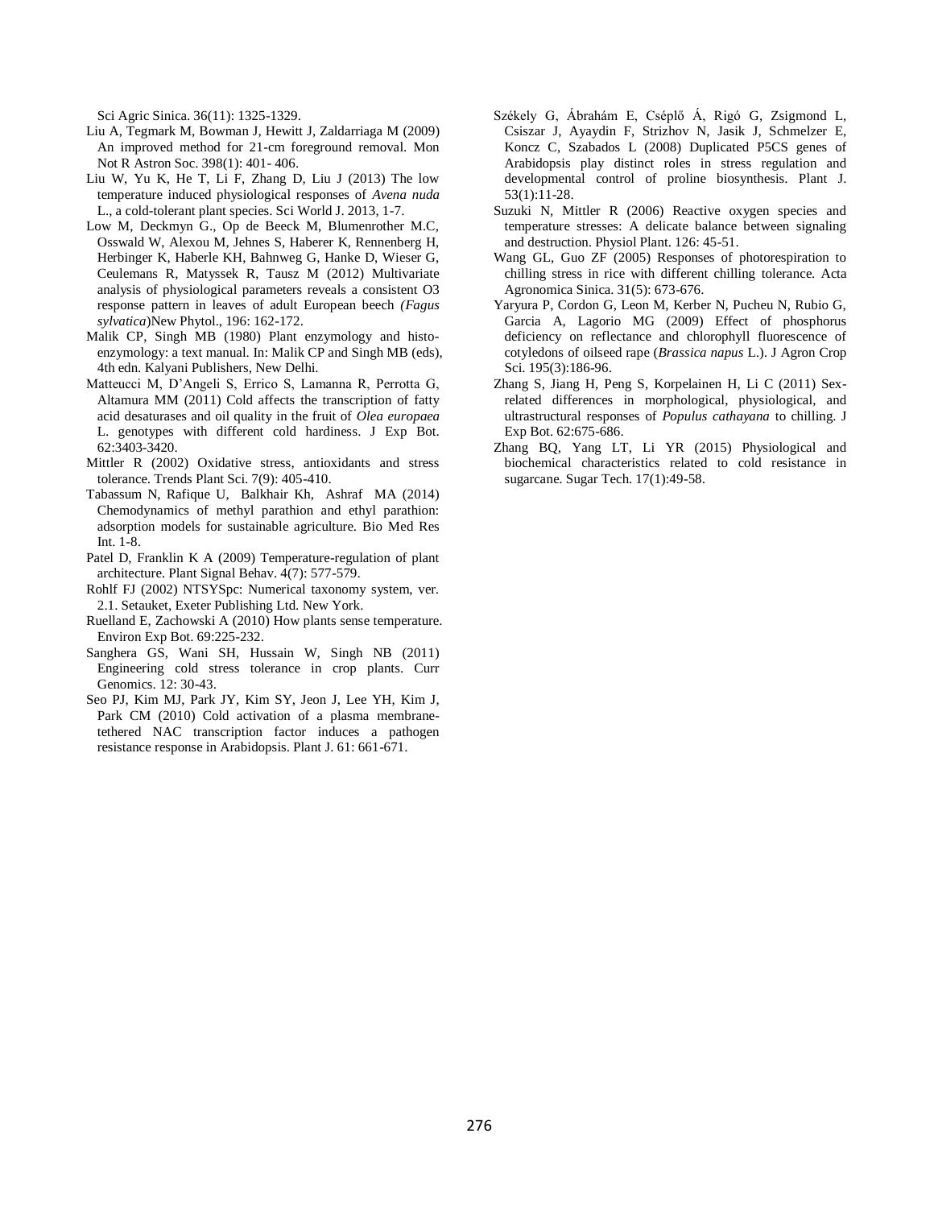Sci Agric Sinica. 36(11): 1325-1329.

Liu A, Tegmark M, Bowman J, Hewitt J, Zaldarriaga M (2009) An improved method for 21-cm foreground removal. Mon Not R Astron Soc. 398(1): 401- 406.

Liu W, Yu K, He T, Li F, Zhang D, Liu J (2013) The low temperature induced physiological responses of *Avena nuda* L., a cold-tolerant plant species. Sci World J. 2013, 1-7.

Low M, Deckmyn G., Op de Beeck M, Blumenrother M.C, Osswald W, Alexou M, Jehnes S, Haberer K, Rennenberg H, Herbinger K, Haberle KH, Bahnweg G, Hanke D, Wieser G, Ceulemans R, Matyssek R, Tausz M (2012) Multivariate analysis of physiological parameters reveals a consistent O3 response pattern in leaves of adult European beech *(Fagus sylvatica)*New Phytol., 196: 162-172.

Malik CP, Singh MB (1980) Plant enzymology and histo-enzymology: a text manual. In: Malik CP and Singh MB (eds), 4th edn. Kalyani Publishers, New Delhi.

Matteucci M, D'Angeli S, Errico S, Lamanna R, Perrotta G, Altamura MM (2011) Cold affects the transcription of fatty acid desaturases and oil quality in the fruit of *Olea europaea* L. genotypes with different cold hardiness. J Exp Bot. 62:3403-3420.

Mittler R (2002) Oxidative stress, antioxidants and stress tolerance. Trends Plant Sci. 7(9): 405-410.

Tabassum N, Rafique U, Balkhair Kh, Ashraf MA (2014) Chemodynamics of methyl parathion and ethyl parathion: adsorption models for sustainable agriculture. Bio Med Res Int. 1-8.

Patel D, Franklin K A (2009) Temperature-regulation of plant architecture. Plant Signal Behav. 4(7): 577-579.

Rohlf FJ (2002) NTSYSpc: Numerical taxonomy system, ver. 2.1. Setauket, Exeter Publishing Ltd. New York.

Ruelland E, Zachowski A (2010) How plants sense temperature. Environ Exp Bot. 69:225-232.

Sanghera GS, Wani SH, Hussain W, Singh NB (2011) Engineering cold stress tolerance in crop plants. Curr Genomics. 12: 30-43.

Seo PJ, Kim MJ, Park JY, Kim SY, Jeon J, Lee YH, Kim J, Park CM (2010) Cold activation of a plasma membrane-tethered NAC transcription factor induces a pathogen resistance response in Arabidopsis. Plant J. 61: 661-671.

Székely G, Ábrahám E, Cséplő Á, Rigó G, Zsigmond L, Csiszar J, Ayaydin F, Strizhov N, Jasik J, Schmelzer E, Koncz C, Szabados L (2008) Duplicated P5CS genes of Arabidopsis play distinct roles in stress regulation and developmental control of proline biosynthesis. Plant J. 53(1):11-28.

Suzuki N, Mittler R (2006) Reactive oxygen species and temperature stresses: A delicate balance between signaling and destruction. Physiol Plant. 126: 45-51.

Wang GL, Guo ZF (2005) Responses of photorespiration to chilling stress in rice with different chilling tolerance. Acta Agronomica Sinica. 31(5): 673-676.

Yaryura P, Cordon G, Leon M, Kerber N, Pucheu N, Rubio G, Garcia A, Lagorio MG (2009) Effect of phosphorus deficiency on reflectance and chlorophyll fluorescence of cotyledons of oilseed rape (*Brassica napus* L.). J Agron Crop Sci. 195(3):186-96.

Zhang S, Jiang H, Peng S, Korpelainen H, Li C (2011) Sex-related differences in morphological, physiological, and ultrastructural responses of *Populus cathayana* to chilling. J Exp Bot. 62:675-686.

Zhang BQ, Yang LT, Li YR (2015) Physiological and biochemical characteristics related to cold resistance in sugarcane. Sugar Tech. 17(1):49-58.